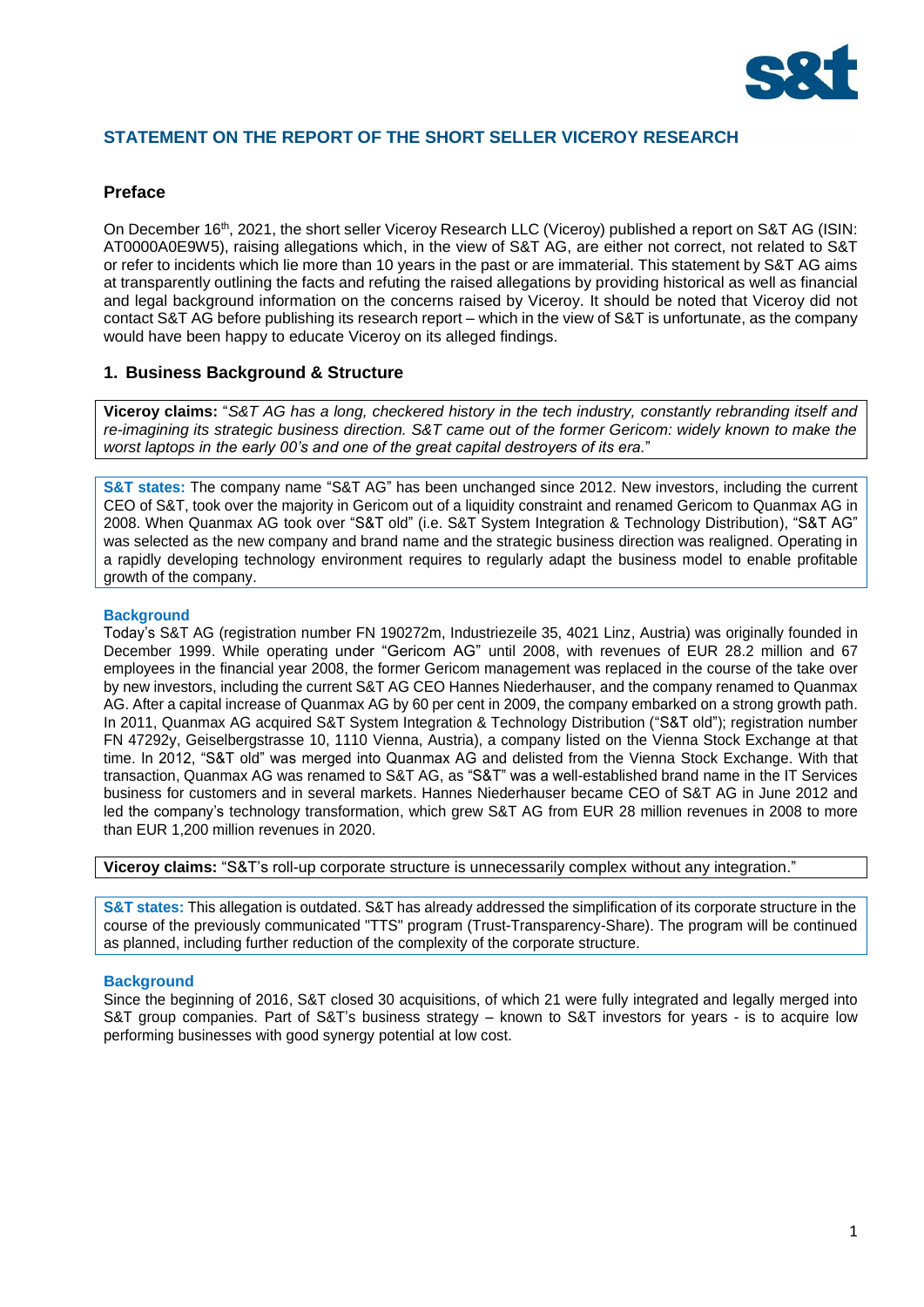## STATEMENT ON THE REPORT OF THE SHORT SELLER VICEROY RESEARCH

### Preface

On December 16th, 2021, the short seller Viceroy Research LLC (Viceroy) published a report on S&T AG (ISIN: AT0000A0E9W5), raising allegations which, in the view of S&T AG, are either not correct, not related to S&T or refer to incidents which lie more than 10 years in the past or are immaterial. This statement by S&T AG aims at transparently outlining the facts and refuting the raised allegations by providing historical as well as financial and legal background information on the concerns raised by Viceroy. It should be noted that Viceroy did not contact S&T AG before publishing its research report – which in the view of S&T is unfortunate, as the company would have been happy to educate Viceroy on its alleged findings.

### 1. Business Background & Structure

**Viceroy claims:** "*S&T AG has a long, checkered history in the tech industry, constantly rebranding itself and re-imagining its strategic business direction. S&T came out of the former Gericom: widely known to make the worst laptops in the early 00's and one of the great capital destroyers of its era.*"

**S&T states:** The company name "S&T AG" has been unchanged since 2012. New investors, including the current CEO of S&T, took over the majority in Gericom out of a liquidity constraint and renamed Gericom to Quanmax AG in 2008. When Quanmax AG took over "S&T old" (i.e. S&T System Integration & Technology Distribution), "S&T AG" was selected as the new company and brand name and the strategic business direction was realigned. Operating in a rapidly developing technology environment requires to regularly adapt the business model to enable profitable growth of the company.

**Background**

Today's S&T AG (registration number FN 190272m, Industriezeile 35, 4021 Linz, Austria) was originally founded in December 1999. While operating under "Gericom AG" until 2008, with revenues of EUR 28.2 million and 67 employees in the financial year 2008, the former Gericom management was replaced in the course of the take over by new investors, including the current S&T AG CEO Hannes Niederhauser, and the company renamed to Quanmax AG. After a capital increase of Quanmax AG by 60 per cent in 2009, the company embarked on a strong growth path. In 2011, Quanmax AG acquired S&T System Integration & Technology Distribution ("S&T old"); registration number FN 47292y, Geiselbergstrasse 10, 1110 Vienna, Austria), a company listed on the Vienna Stock Exchange at that time. In 2012, "S&T old" was merged into Quanmax AG and delisted from the Vienna Stock Exchange. With that transaction, Quanmax AG was renamed to S&T AG, as "S&T" was a well-established brand name in the IT Services business for customers and in several markets. Hannes Niederhauser became CEO of S&T AG in June 2012 and led the company's technology transformation, which grew S&T AG from EUR 28 million revenues in 2008 to more than EUR 1,200 million revenues in 2020.

**Viceroy claims:** "S&T's roll-up corporate structure is unnecessarily complex without any integration."

**S&T states:** This allegation is outdated. S&T has already addressed the simplification of its corporate structure in the course of the previously communicated "TTS" program (Trust-Transparency-Share). The program will be continued as planned, including further reduction of the complexity of the corporate structure.

**Background**

Since the beginning of 2016, S&T closed 30 acquisitions, of which 21 were fully integrated and legally merged into S&T group companies. Part of S&T's business strategy – known to S&T investors for years - is to acquire low performing businesses with good synergy potential at low cost.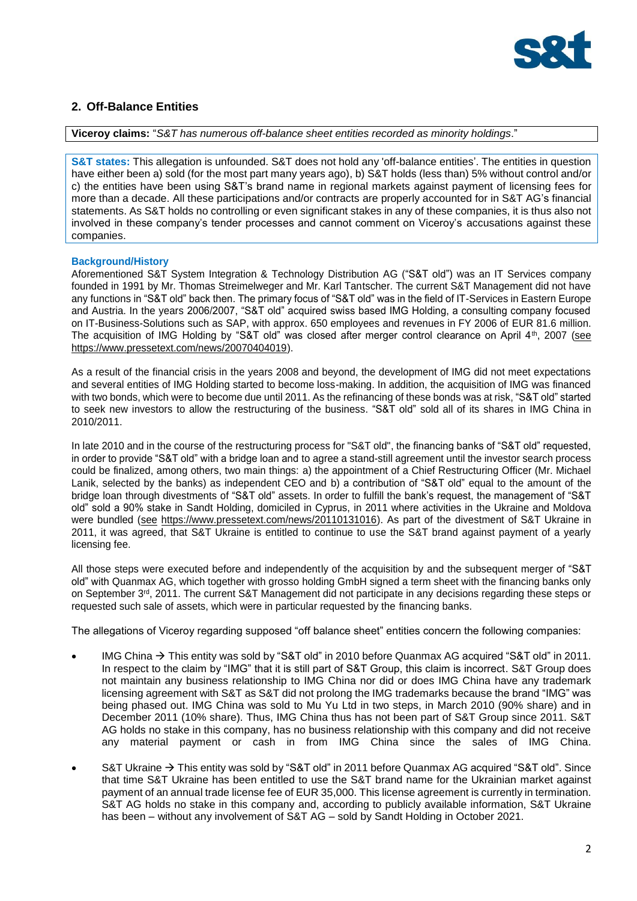## 2. Off-Balance Entities

**Viceroy claims:** "*S&T has numerous off-balance sheet entities recorded as minority holdings*."

**S&T states:** This allegation is unfounded. S&T does not hold any 'off-balance entities'. The entities in question have either been a) sold (for the most part many years ago), b) S&T holds (less than) 5% without control and/or c) the entities have been using S&T's brand name in regional markets against payment of licensing fees for more than a decade. All these participations and/or contracts are properly accounted for in S&T AG's financial statements. As S&T holds no controlling or even significant stakes in any of these companies, it is thus also not involved in these company's tender processes and cannot comment on Viceroy's accusations against these companies.

**Background/History**

Aforementioned S&T System Integration & Technology Distribution AG ("S&T old") was an IT Services company founded in 1991 by Mr. Thomas Streimelweger and Mr. Karl Tantscher. The current S&T Management did not have any functions in "S&T old" back then. The primary focus of "S&T old" was in the field of IT-Services in Eastern Europe and Austria. In the years 2006/2007, "S&T old" acquired swiss based IMG Holding, a consulting company focused on IT-Business-Solutions such as SAP, with approx. 650 employees and revenues in FY 2006 of EUR 81.6 million. The acquisition of IMG Holding by "S&T old" was closed after merger control clearance on April 4th, 2007 (see https://www.pressetext.com/news/20070404019).

As a result of the financial crisis in the years 2008 and beyond, the development of IMG did not meet expectations and several entities of IMG Holding started to become loss-making. In addition, the acquisition of IMG was financed with two bonds, which were to become due until 2011. As the refinancing of these bonds was at risk, "S&T old" started to seek new investors to allow the restructuring of the business. "S&T old" sold all of its shares in IMG China in 2010/2011.

In late 2010 and in the course of the restructuring process for "S&T old", the financing banks of "S&T old" requested, in order to provide "S&T old" with a bridge loan and to agree a stand-still agreement until the investor search process could be finalized, among others, two main things: a) the appointment of a Chief Restructuring Officer (Mr. Michael Lanik, selected by the banks) as independent CEO and b) a contribution of "S&T old" equal to the amount of the bridge loan through divestments of "S&T old" assets. In order to fulfill the bank's request, the management of "S&T old" sold a 90% stake in Sandt Holding, domiciled in Cyprus, in 2011 where activities in the Ukraine and Moldova were bundled (see https://www.pressetext.com/news/20110131016). As part of the divestment of S&T Ukraine in 2011, it was agreed, that S&T Ukraine is entitled to continue to use the S&T brand against payment of a yearly licensing fee.

All those steps were executed before and independently of the acquisition by and the subsequent merger of "S&T old" with Quanmax AG, which together with grosso holding GmbH signed a term sheet with the financing banks only on September 3rd, 2011. The current S&T Management did not participate in any decisions regarding these steps or requested such sale of assets, which were in particular requested by the financing banks.

The allegations of Viceroy regarding supposed "off balance sheet" entities concern the following companies:

- IMG China → This entity was sold by "S&T old" in 2010 before Quanmax AG acquired "S&T old" in 2011. In respect to the claim by "IMG" that it is still part of S&T Group, this claim is incorrect. S&T Group does not maintain any business relationship to IMG China nor did or does IMG China have any trademark licensing agreement with S&T as S&T did not prolong the IMG trademarks because the brand "IMG" was being phased out. IMG China was sold to Mu Yu Ltd in two steps, in March 2010 (90% share) and in December 2011 (10% share). Thus, IMG China thus has not been part of S&T Group since 2011. S&T AG holds no stake in this company, has no business relationship with this company and did not receive any material payment or cash in from IMG China since the sales of IMG China.
- S&T Ukraine → This entity was sold by "S&T old" in 2011 before Quanmax AG acquired "S&T old". Since that time S&T Ukraine has been entitled to use the S&T brand name for the Ukrainian market against payment of an annual trade license fee of EUR 35,000. This license agreement is currently in termination. S&T AG holds no stake in this company and, according to publicly available information, S&T Ukraine has been – without any involvement of S&T AG – sold by Sandt Holding in October 2021.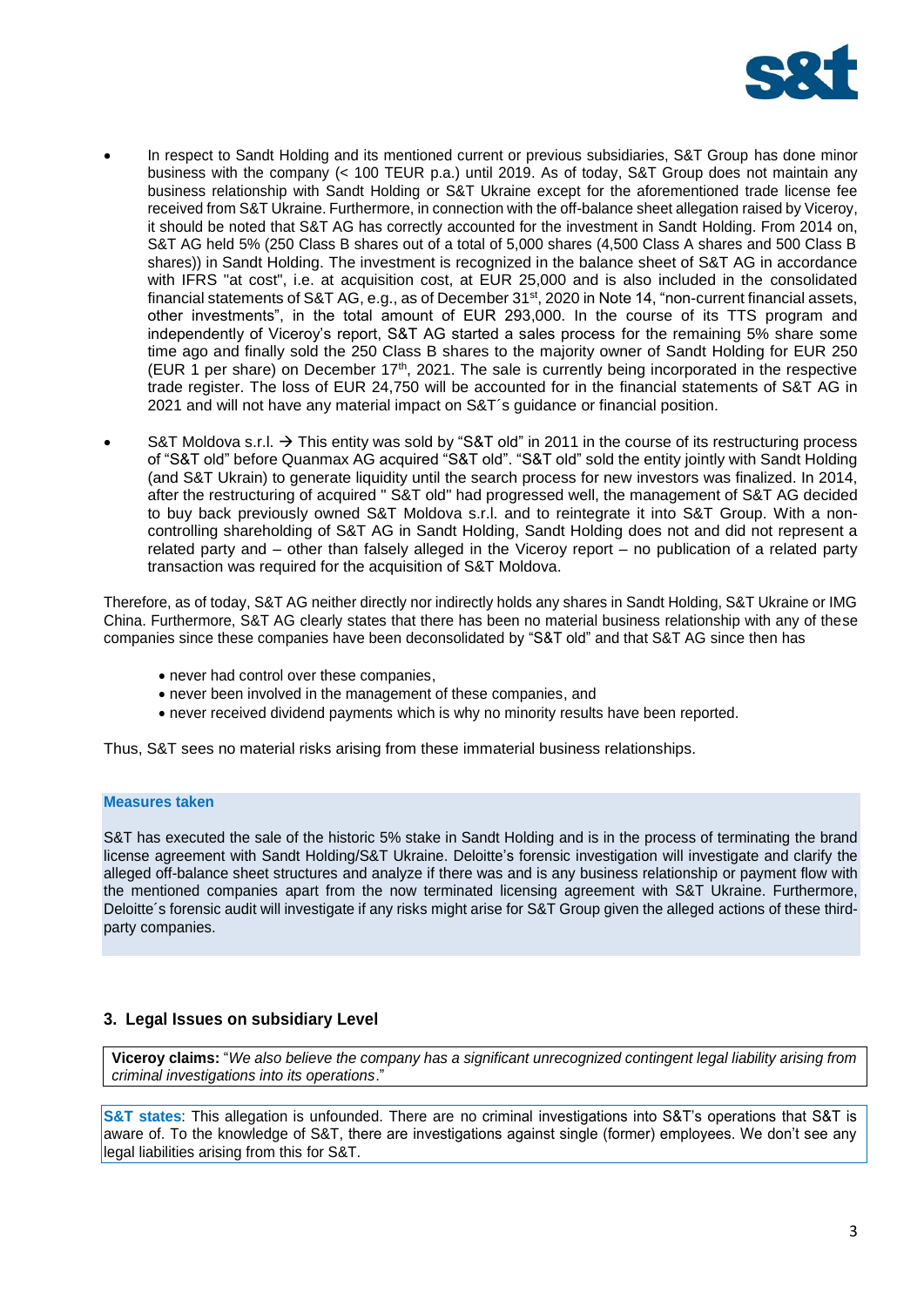- In respect to Sandt Holding and its mentioned current or previous subsidiaries, S&T Group has done minor business with the company (< 100 TEUR p.a.) until 2019. As of today, S&T Group does not maintain any business relationship with Sandt Holding or S&T Ukraine except for the aforementioned trade license fee received from S&T Ukraine. Furthermore, in connection with the off-balance sheet allegation raised by Viceroy, it should be noted that S&T AG has correctly accounted for the investment in Sandt Holding. From 2014 on, S&T AG held 5% (250 Class B shares out of a total of 5,000 shares (4,500 Class A shares and 500 Class B shares)) in Sandt Holding. The investment is recognized in the balance sheet of S&T AG in accordance with IFRS "at cost", i.e. at acquisition cost, at EUR 25,000 and is also included in the consolidated financial statements of S&T AG, e.g., as of December 31st, 2020 in Note 14, "non-current financial assets, other investments", in the total amount of EUR 293,000. In the course of its TTS program and independently of Viceroy's report, S&T AG started a sales process for the remaining 5% share some time ago and finally sold the 250 Class B shares to the majority owner of Sandt Holding for EUR 250 (EUR 1 per share) on December 17th, 2021. The sale is currently being incorporated in the respective trade register. The loss of EUR 24,750 will be accounted for in the financial statements of S&T AG in 2021 and will not have any material impact on S&T´s guidance or financial position.
- S&T Moldova s.r.l. → This entity was sold by "S&T old" in 2011 in the course of its restructuring process of "S&T old" before Quanmax AG acquired "S&T old". "S&T old" sold the entity jointly with Sandt Holding (and S&T Ukrain) to generate liquidity until the search process for new investors was finalized. In 2014, after the restructuring of acquired " S&T old" had progressed well, the management of S&T AG decided to buy back previously owned S&T Moldova s.r.l. and to reintegrate it into S&T Group. With a non-controlling shareholding of S&T AG in Sandt Holding, Sandt Holding does not and did not represent a related party and – other than falsely alleged in the Viceroy report – no publication of a related party transaction was required for the acquisition of S&T Moldova.

Therefore, as of today, S&T AG neither directly nor indirectly holds any shares in Sandt Holding, S&T Ukraine or IMG China. Furthermore, S&T AG clearly states that there has been no material business relationship with any of these companies since these companies have been deconsolidated by "S&T old" and that S&T AG since then has

- never had control over these companies,
- never been involved in the management of these companies, and
- never received dividend payments which is why no minority results have been reported.

Thus, S&T sees no material risks arising from these immaterial business relationships.

**Measures taken**

S&T has executed the sale of the historic 5% stake in Sandt Holding and is in the process of terminating the brand license agreement with Sandt Holding/S&T Ukraine. Deloitte's forensic investigation will investigate and clarify the alleged off-balance sheet structures and analyze if there was and is any business relationship or payment flow with the mentioned companies apart from the now terminated licensing agreement with S&T Ukraine. Furthermore, Deloitte´s forensic audit will investigate if any risks might arise for S&T Group given the alleged actions of these third-party companies.

## 3. Legal Issues on subsidiary Level

**Viceroy claims:** "*We also believe the company has a significant unrecognized contingent legal liability arising from criminal investigations into its operations*."

**S&T states**: This allegation is unfounded. There are no criminal investigations into S&T's operations that S&T is aware of. To the knowledge of S&T, there are investigations against single (former) employees. We don't see any legal liabilities arising from this for S&T.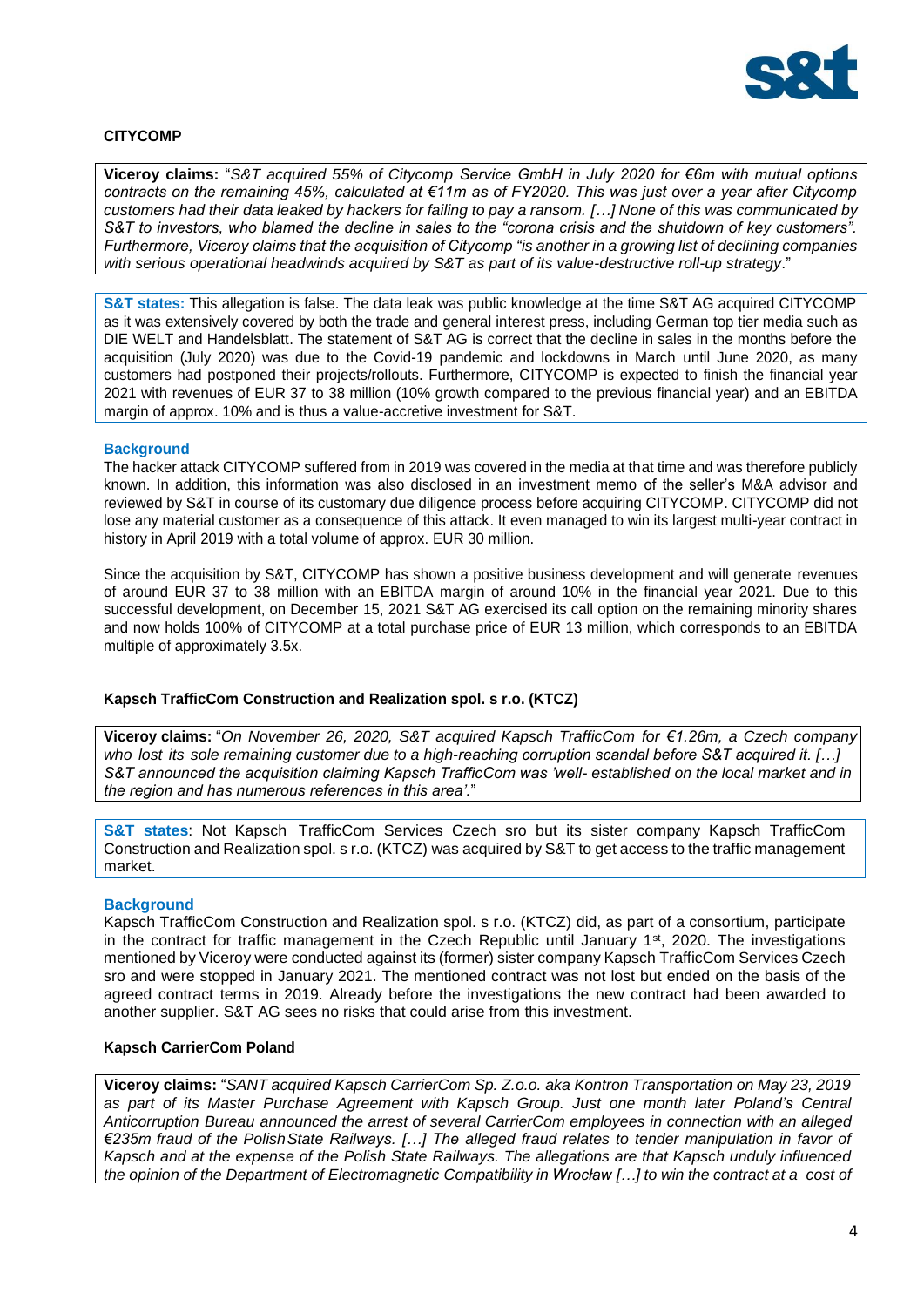### CITYCOMP

**Viceroy claims:** "*S&T acquired 55% of Citycomp Service GmbH in July 2020 for €6m with mutual options contracts on the remaining 45%, calculated at €11m as of FY2020. This was just over a year after Citycomp customers had their data leaked by hackers for failing to pay a ransom. […] None of this was communicated by S&T to investors, who blamed the decline in sales to the "corona crisis and the shutdown of key customers". Furthermore, Viceroy claims that the acquisition of Citycomp "is another in a growing list of declining companies with serious operational headwinds acquired by S&T as part of its value-destructive roll-up strategy*."

**S&T states:** This allegation is false. The data leak was public knowledge at the time S&T AG acquired CITYCOMP as it was extensively covered by both the trade and general interest press, including German top tier media such as DIE WELT and Handelsblatt. The statement of S&T AG is correct that the decline in sales in the months before the acquisition (July 2020) was due to the Covid-19 pandemic and lockdowns in March until June 2020, as many customers had postponed their projects/rollouts. Furthermore, CITYCOMP is expected to finish the financial year 2021 with revenues of EUR 37 to 38 million (10% growth compared to the previous financial year) and an EBITDA margin of approx. 10% and is thus a value-accretive investment for S&T.

**Background**

The hacker attack CITYCOMP suffered from in 2019 was covered in the media at that time and was therefore publicly known. In addition, this information was also disclosed in an investment memo of the seller's M&A advisor and reviewed by S&T in course of its customary due diligence process before acquiring CITYCOMP. CITYCOMP did not lose any material customer as a consequence of this attack. It even managed to win its largest multi-year contract in history in April 2019 with a total volume of approx. EUR 30 million.

Since the acquisition by S&T, CITYCOMP has shown a positive business development and will generate revenues of around EUR 37 to 38 million with an EBITDA margin of around 10% in the financial year 2021. Due to this successful development, on December 15, 2021 S&T AG exercised its call option on the remaining minority shares and now holds 100% of CITYCOMP at a total purchase price of EUR 13 million, which corresponds to an EBITDA multiple of approximately 3.5x.

### Kapsch TrafficCom Construction and Realization spol. s r.o. (KTCZ)

**Viceroy claims:** "*On November 26, 2020, S&T acquired Kapsch TrafficCom for €1.26m, a Czech company who lost its sole remaining customer due to a high-reaching corruption scandal before S&T acquired it. […] S&T announced the acquisition claiming Kapsch TrafficCom was 'well- established on the local market and in the region and has numerous references in this area'*."

**S&T states**: Not Kapsch TrafficCom Services Czech sro but its sister company Kapsch TrafficCom Construction and Realization spol. s r.o. (KTCZ) was acquired by S&T to get access to the traffic management market.

**Background**

Kapsch TrafficCom Construction and Realization spol. s r.o. (KTCZ) did, as part of a consortium, participate in the contract for traffic management in the Czech Republic until January 1st, 2020. The investigations mentioned by Viceroy were conducted against its (former) sister company Kapsch TrafficCom Services Czech sro and were stopped in January 2021. The mentioned contract was not lost but ended on the basis of the agreed contract terms in 2019. Already before the investigations the new contract had been awarded to another supplier. S&T AG sees no risks that could arise from this investment.

### Kapsch CarrierCom Poland

**Viceroy claims:** "*SANT acquired Kapsch CarrierCom Sp. Z.o.o. aka Kontron Transportation on May 23, 2019 as part of its Master Purchase Agreement with Kapsch Group. Just one month later Poland's Central Anticorruption Bureau announced the arrest of several CarrierCom employees in connection with an alleged €235m fraud of the Polish State Railways. […] The alleged fraud relates to tender manipulation in favor of Kapsch and at the expense of the Polish State Railways. The allegations are that Kapsch unduly influenced the opinion of the Department of Electromagnetic Compatibility in Wrocław […] to win the contract at a cost of*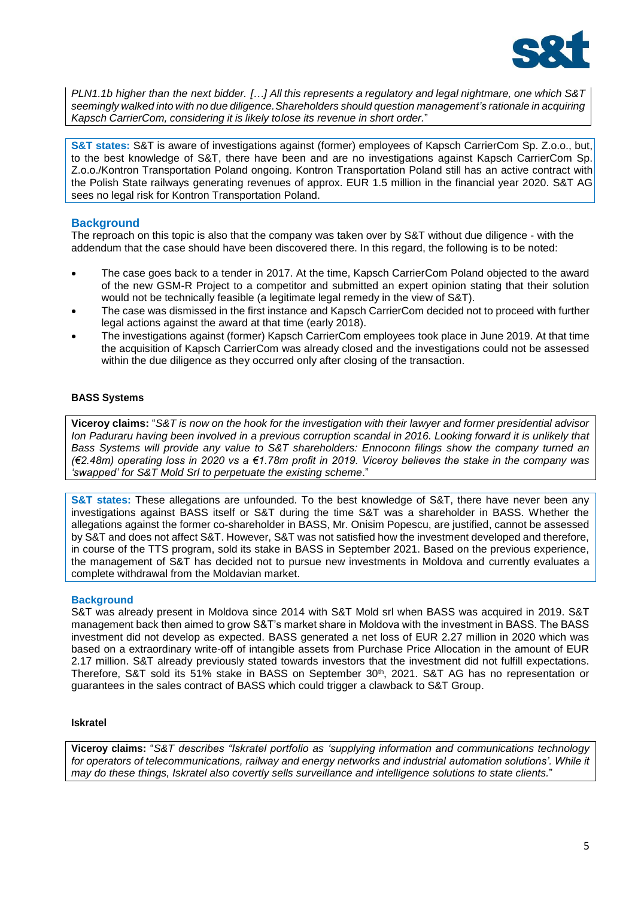*PLN1.1b higher than the next bidder. […] All this represents a regulatory and legal nightmare, one which S&T seemingly walked into with no due diligence. Shareholders should question management's rationale in acquiring Kapsch CarrierCom, considering it is likely tolose its revenue in short order.*"

**S&T states:** S&T is aware of investigations against (former) employees of Kapsch CarrierCom Sp. Z.o.o., but, to the best knowledge of S&T, there have been and are no investigations against Kapsch CarrierCom Sp. Z.o.o./Kontron Transportation Poland ongoing. Kontron Transportation Poland still has an active contract with the Polish State railways generating revenues of approx. EUR 1.5 million in the financial year 2020. S&T AG sees no legal risk for Kontron Transportation Poland.

## Background

The reproach on this topic is also that the company was taken over by S&T without due diligence - with the addendum that the case should have been discovered there. In this regard, the following is to be noted:

- The case goes back to a tender in 2017. At the time, Kapsch CarrierCom Poland objected to the award of the new GSM-R Project to a competitor and submitted an expert opinion stating that their solution would not be technically feasible (a legitimate legal remedy in the view of S&T).
- The case was dismissed in the first instance and Kapsch CarrierCom decided not to proceed with further legal actions against the award at that time (early 2018).
- The investigations against (former) Kapsch CarrierCom employees took place in June 2019. At that time the acquisition of Kapsch CarrierCom was already closed and the investigations could not be assessed within the due diligence as they occurred only after closing of the transaction.

### BASS Systems

**Viceroy claims:** "*S&T is now on the hook for the investigation with their lawyer and former presidential advisor Ion Paduraru having been involved in a previous corruption scandal in 2016. Looking forward it is unlikely that Bass Systems will provide any value to S&T shareholders: Ennoconn filings show the company turned an (€2.48m) operating loss in 2020 vs a €1.78m profit in 2019. Viceroy believes the stake in the company was 'swapped' for S&T Mold Srl to perpetuate the existing scheme*."

**S&T states:** These allegations are unfounded. To the best knowledge of S&T, there have never been any investigations against BASS itself or S&T during the time S&T was a shareholder in BASS. Whether the allegations against the former co-shareholder in BASS, Mr. Onisim Popescu, are justified, cannot be assessed by S&T and does not affect S&T. However, S&T was not satisfied how the investment developed and therefore, in course of the TTS program, sold its stake in BASS in September 2021. Based on the previous experience, the management of S&T has decided not to pursue new investments in Moldova and currently evaluates a complete withdrawal from the Moldavian market.

## Background

S&T was already present in Moldova since 2014 with S&T Mold srl when BASS was acquired in 2019. S&T management back then aimed to grow S&T's market share in Moldova with the investment in BASS. The BASS investment did not develop as expected. BASS generated a net loss of EUR 2.27 million in 2020 which was based on a extraordinary write-off of intangible assets from Purchase Price Allocation in the amount of EUR 2.17 million. S&T already previously stated towards investors that the investment did not fulfill expectations. Therefore, S&T sold its 51% stake in BASS on September 30th, 2021. S&T AG has no representation or guarantees in the sales contract of BASS which could trigger a clawback to S&T Group.

### Iskratel

**Viceroy claims:** "*S&T describes "Iskratel portfolio as 'supplying information and communications technology for operators of telecommunications, railway and energy networks and industrial automation solutions'. While it may do these things, Iskratel also covertly sells surveillance and intelligence solutions to state clients.*"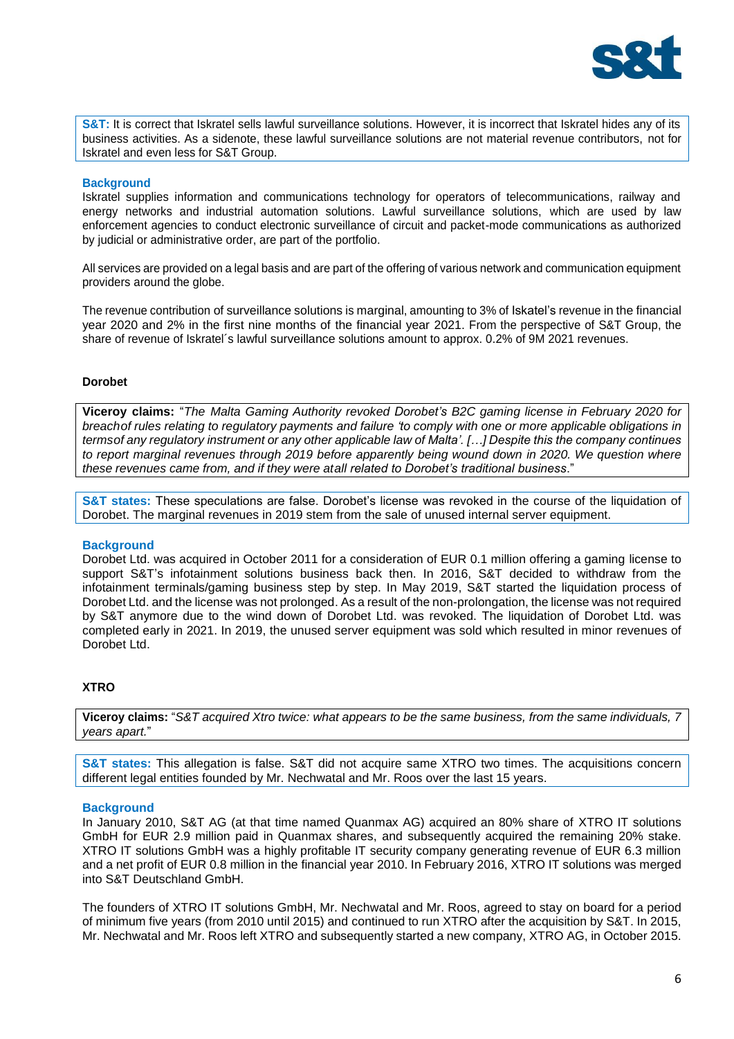**S&T:** It is correct that Iskratel sells lawful surveillance solutions. However, it is incorrect that Iskratel hides any of its business activities. As a sidenote, these lawful surveillance solutions are not material revenue contributors, not for Iskratel and even less for S&T Group.

**Background**

Iskratel supplies information and communications technology for operators of telecommunications, railway and energy networks and industrial automation solutions. Lawful surveillance solutions, which are used by law enforcement agencies to conduct electronic surveillance of circuit and packet-mode communications as authorized by judicial or administrative order, are part of the portfolio.

All services are provided on a legal basis and are part of the offering of various network and communication equipment providers around the globe.

The revenue contribution of surveillance solutions is marginal, amounting to 3% of Iskatel's revenue in the financial year 2020 and 2% in the first nine months of the financial year 2021. From the perspective of S&T Group, the share of revenue of Iskratel´s lawful surveillance solutions amount to approx. 0.2% of 9M 2021 revenues.

**Dorobet**

**Viceroy claims:** "*The Malta Gaming Authority revoked Dorobet's B2C gaming license in February 2020 for breachof rules relating to regulatory payments and failure 'to comply with one or more applicable obligations in termsof any regulatory instrument or any other applicable law of Malta'. […] Despite this the company continues to report marginal revenues through 2019 before apparently being wound down in 2020. We question where these revenues came from, and if they were atall related to Dorobet's traditional business.*"

**S&T states:** These speculations are false. Dorobet's license was revoked in the course of the liquidation of Dorobet. The marginal revenues in 2019 stem from the sale of unused internal server equipment.

**Background**

Dorobet Ltd. was acquired in October 2011 for a consideration of EUR 0.1 million offering a gaming license to support S&T's infotainment solutions business back then. In 2016, S&T decided to withdraw from the infotainment terminals/gaming business step by step. In May 2019, S&T started the liquidation process of Dorobet Ltd. and the license was not prolonged. As a result of the non-prolongation, the license was not required by S&T anymore due to the wind down of Dorobet Ltd. was revoked. The liquidation of Dorobet Ltd. was completed early in 2021. In 2019, the unused server equipment was sold which resulted in minor revenues of Dorobet Ltd.

**XTRO**

**Viceroy claims:** "*S&T acquired Xtro twice: what appears to be the same business, from the same individuals, 7 years apart.*"

**S&T states:** This allegation is false. S&T did not acquire same XTRO two times. The acquisitions concern different legal entities founded by Mr. Nechwatal and Mr. Roos over the last 15 years.

**Background**

In January 2010, S&T AG (at that time named Quanmax AG) acquired an 80% share of XTRO IT solutions GmbH for EUR 2.9 million paid in Quanmax shares, and subsequently acquired the remaining 20% stake. XTRO IT solutions GmbH was a highly profitable IT security company generating revenue of EUR 6.3 million and a net profit of EUR 0.8 million in the financial year 2010. In February 2016, XTRO IT solutions was merged into S&T Deutschland GmbH.

The founders of XTRO IT solutions GmbH, Mr. Nechwatal and Mr. Roos, agreed to stay on board for a period of minimum five years (from 2010 until 2015) and continued to run XTRO after the acquisition by S&T. In 2015, Mr. Nechwatal and Mr. Roos left XTRO and subsequently started a new company, XTRO AG, in October 2015.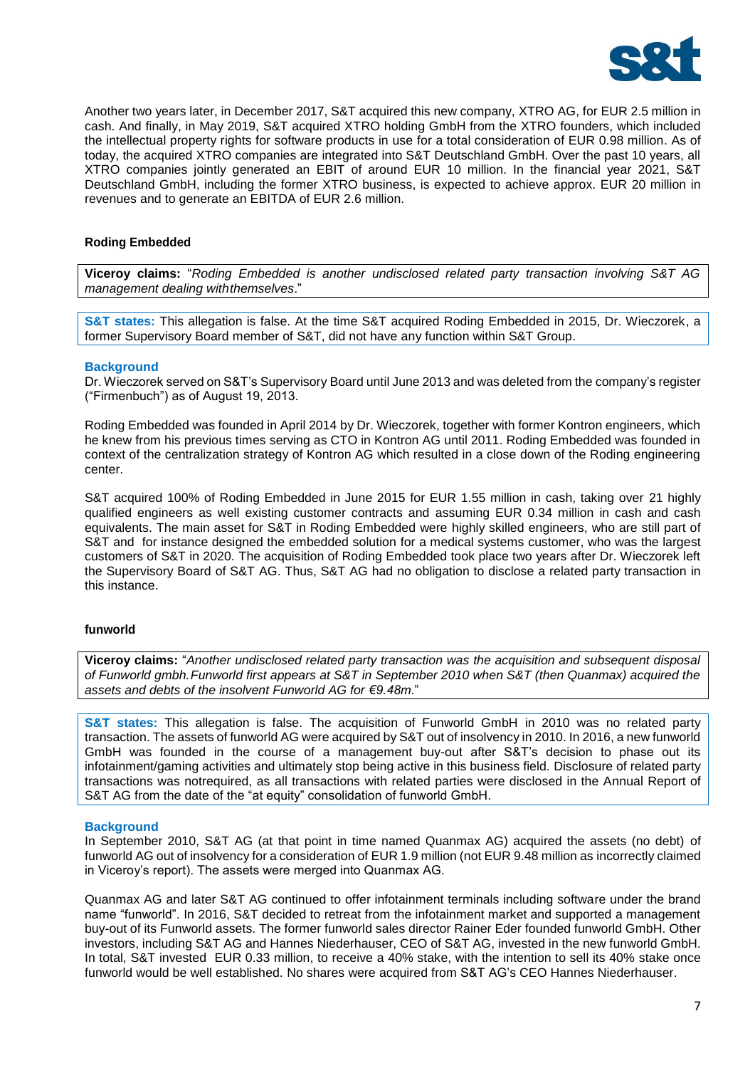Another two years later, in December 2017, S&T acquired this new company, XTRO AG, for EUR 2.5 million in cash. And finally, in May 2019, S&T acquired XTRO holding GmbH from the XTRO founders, which included the intellectual property rights for software products in use for a total consideration of EUR 0.98 million. As of today, the acquired XTRO companies are integrated into S&T Deutschland GmbH. Over the past 10 years, all XTRO companies jointly generated an EBIT of around EUR 10 million. In the financial year 2021, S&T Deutschland GmbH, including the former XTRO business, is expected to achieve approx. EUR 20 million in revenues and to generate an EBITDA of EUR 2.6 million.

### Roding Embedded

**Viceroy claims:** "*Roding Embedded is another undisclosed related party transaction involving S&T AG management dealing withthemselves*."

**S&T states:** This allegation is false. At the time S&T acquired Roding Embedded in 2015, Dr. Wieczorek, a former Supervisory Board member of S&T, did not have any function within S&T Group.

**Background**

Dr. Wieczorek served on S&T's Supervisory Board until June 2013 and was deleted from the company's register ("Firmenbuch") as of August 19, 2013.

Roding Embedded was founded in April 2014 by Dr. Wieczorek, together with former Kontron engineers, which he knew from his previous times serving as CTO in Kontron AG until 2011. Roding Embedded was founded in context of the centralization strategy of Kontron AG which resulted in a close down of the Roding engineering center.

S&T acquired 100% of Roding Embedded in June 2015 for EUR 1.55 million in cash, taking over 21 highly qualified engineers as well existing customer contracts and assuming EUR 0.34 million in cash and cash equivalents. The main asset for S&T in Roding Embedded were highly skilled engineers, who are still part of S&T and for instance designed the embedded solution for a medical systems customer, who was the largest customers of S&T in 2020. The acquisition of Roding Embedded took place two years after Dr. Wieczorek left the Supervisory Board of S&T AG. Thus, S&T AG had no obligation to disclose a related party transaction in this instance.

### funworld

**Viceroy claims:** "*Another undisclosed related party transaction was the acquisition and subsequent disposal of Funworld gmbh.Funworld first appears at S&T in September 2010 when S&T (then Quanmax) acquired the assets and debts of the insolvent Funworld AG for €9.48m*."

**S&T states:** This allegation is false. The acquisition of Funworld GmbH in 2010 was no related party transaction. The assets of funworld AG were acquired by S&T out of insolvency in 2010. In 2016, a new funworld GmbH was founded in the course of a management buy-out after S&T's decision to phase out its infotainment/gaming activities and ultimately stop being active in this business field. Disclosure of related party transactions was notrequired, as all transactions with related parties were disclosed in the Annual Report of S&T AG from the date of the "at equity" consolidation of funworld GmbH.

**Background**

In September 2010, S&T AG (at that point in time named Quanmax AG) acquired the assets (no debt) of funworld AG out of insolvency for a consideration of EUR 1.9 million (not EUR 9.48 million as incorrectly claimed in Viceroy's report). The assets were merged into Quanmax AG.

Quanmax AG and later S&T AG continued to offer infotainment terminals including software under the brand name "funworld". In 2016, S&T decided to retreat from the infotainment market and supported a management buy-out of its Funworld assets. The former funworld sales director Rainer Eder founded funworld GmbH. Other investors, including S&T AG and Hannes Niederhauser, CEO of S&T AG, invested in the new funworld GmbH. In total, S&T invested EUR 0.33 million, to receive a 40% stake, with the intention to sell its 40% stake once funworld would be well established. No shares were acquired from S&T AG's CEO Hannes Niederhauser.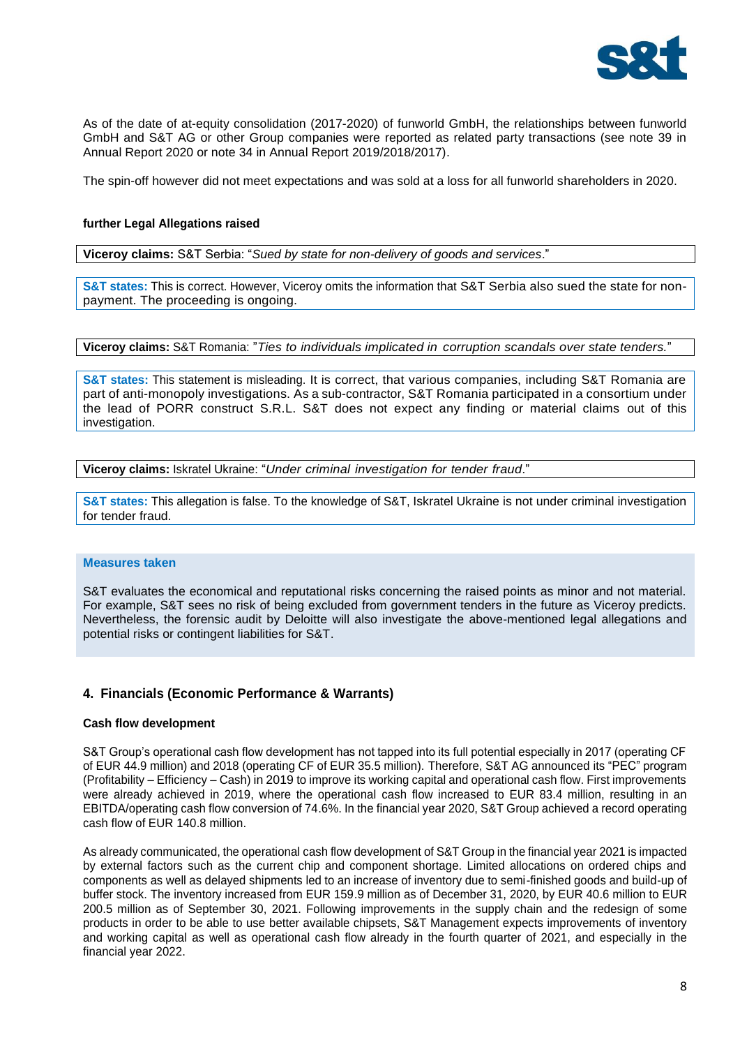As of the date of at-equity consolidation (2017-2020) of funworld GmbH, the relationships between funworld GmbH and S&T AG or other Group companies were reported as related party transactions (see note 39 in Annual Report 2020 or note 34 in Annual Report 2019/2018/2017).

The spin-off however did not meet expectations and was sold at a loss for all funworld shareholders in 2020.

**further Legal Allegations raised**

**Viceroy claims:** S&T Serbia: "*Sued by state for non-delivery of goods and services*."

**S&T states:** This is correct. However, Viceroy omits the information that S&T Serbia also sued the state for non-payment. The proceeding is ongoing.

**Viceroy claims:** S&T Romania: "*Ties to individuals implicated in corruption scandals over state tenders.*"

**S&T states:** This statement is misleading. It is correct, that various companies, including S&T Romania are part of anti-monopoly investigations. As a sub-contractor, S&T Romania participated in a consortium under the lead of PORR construct S.R.L. S&T does not expect any finding or material claims out of this investigation.

**Viceroy claims:** Iskratel Ukraine: "*Under criminal investigation for tender fraud*."

**S&T states:** This allegation is false. To the knowledge of S&T, Iskratel Ukraine is not under criminal investigation for tender fraud.

**Measures taken**

S&T evaluates the economical and reputational risks concerning the raised points as minor and not material. For example, S&T sees no risk of being excluded from government tenders in the future as Viceroy predicts. Nevertheless, the forensic audit by Deloitte will also investigate the above-mentioned legal allegations and potential risks or contingent liabilities for S&T.

## 4. Financials (Economic Performance & Warrants)

**Cash flow development**

S&T Group's operational cash flow development has not tapped into its full potential especially in 2017 (operating CF of EUR 44.9 million) and 2018 (operating CF of EUR 35.5 million). Therefore, S&T AG announced its "PEC" program (Profitability – Efficiency – Cash) in 2019 to improve its working capital and operational cash flow. First improvements were already achieved in 2019, where the operational cash flow increased to EUR 83.4 million, resulting in an EBITDA/operating cash flow conversion of 74.6%. In the financial year 2020, S&T Group achieved a record operating cash flow of EUR 140.8 million.

As already communicated, the operational cash flow development of S&T Group in the financial year 2021 is impacted by external factors such as the current chip and component shortage. Limited allocations on ordered chips and components as well as delayed shipments led to an increase of inventory due to semi-finished goods and build-up of buffer stock. The inventory increased from EUR 159.9 million as of December 31, 2020, by EUR 40.6 million to EUR 200.5 million as of September 30, 2021. Following improvements in the supply chain and the redesign of some products in order to be able to use better available chipsets, S&T Management expects improvements of inventory and working capital as well as operational cash flow already in the fourth quarter of 2021, and especially in the financial year 2022.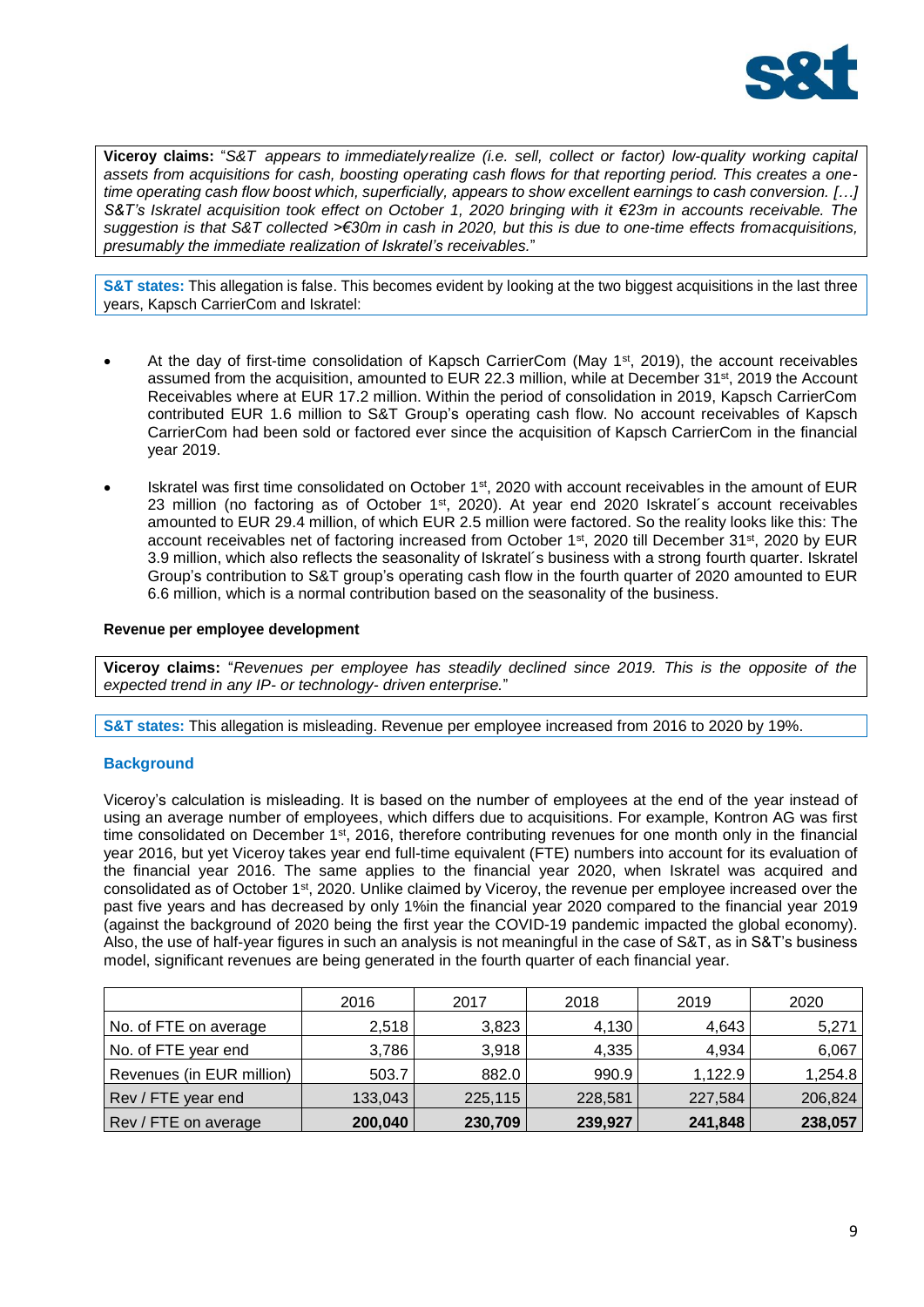**Viceroy claims:** "*S&T appears to immediately realize (i.e. sell, collect or factor) low-quality working capital assets from acquisitions for cash, boosting operating cash flows for that reporting period. This creates a one-time operating cash flow boost which, superficially, appears to show excellent earnings to cash conversion. […] S&T's Iskratel acquisition took effect on October 1, 2020 bringing with it €23m in accounts receivable. The suggestion is that S&T collected >€30m in cash in 2020, but this is due to one-time effects from acquisitions, presumably the immediate realization of Iskratel's receivables.*"

**S&T states:** This allegation is false. This becomes evident by looking at the two biggest acquisitions in the last three years, Kapsch CarrierCom and Iskratel:

- At the day of first-time consolidation of Kapsch CarrierCom (May 1st, 2019), the account receivables assumed from the acquisition, amounted to EUR 22.3 million, while at December 31st, 2019 the Account Receivables where at EUR 17.2 million. Within the period of consolidation in 2019, Kapsch CarrierCom contributed EUR 1.6 million to S&T Group's operating cash flow. No account receivables of Kapsch CarrierCom had been sold or factored ever since the acquisition of Kapsch CarrierCom in the financial year 2019.
- Iskratel was first time consolidated on October 1st, 2020 with account receivables in the amount of EUR 23 million (no factoring as of October 1st, 2020). At year end 2020 Iskratel´s account receivables amounted to EUR 29.4 million, of which EUR 2.5 million were factored. So the reality looks like this: The account receivables net of factoring increased from October 1st, 2020 till December 31st, 2020 by EUR 3.9 million, which also reflects the seasonality of Iskratel´s business with a strong fourth quarter. Iskratel Group's contribution to S&T group's operating cash flow in the fourth quarter of 2020 amounted to EUR 6.6 million, which is a normal contribution based on the seasonality of the business.

#### Revenue per employee development

**Viceroy claims:** "*Revenues per employee has steadily declined since 2019. This is the opposite of the expected trend in any IP- or technology- driven enterprise.*"

**S&T states:** This allegation is misleading. Revenue per employee increased from 2016 to 2020 by 19%.

#### Background

Viceroy's calculation is misleading. It is based on the number of employees at the end of the year instead of using an average number of employees, which differs due to acquisitions. For example, Kontron AG was first time consolidated on December 1st, 2016, therefore contributing revenues for one month only in the financial year 2016, but yet Viceroy takes year end full-time equivalent (FTE) numbers into account for its evaluation of the financial year 2016. The same applies to the financial year 2020, when Iskratel was acquired and consolidated as of October 1st, 2020. Unlike claimed by Viceroy, the revenue per employee increased over the past five years and has decreased by only 1%in the financial year 2020 compared to the financial year 2019 (against the background of 2020 being the first year the COVID-19 pandemic impacted the global economy). Also, the use of half-year figures in such an analysis is not meaningful in the case of S&T, as in S&T's business model, significant revenues are being generated in the fourth quarter of each financial year.

| | 2016 | 2017 | 2018 | 2019 | 2020 |
|---|---|---|---|---|---|
| No. of FTE on average | 2,518 | 3,823 | 4,130 | 4,643 | 5,271 |
| No. of FTE year end | 3,786 | 3,918 | 4,335 | 4,934 | 6,067 |
| Revenues (in EUR million) | 503.7 | 882.0 | 990.9 | 1,122.9 | 1,254.8 |
| Rev / FTE year end | 133,043 | 225,115 | 228,581 | 227,584 | 206,824 |
| **Rev / FTE on average** | **200,040** | **230,709** | **239,927** | **241,848** | **238,057** |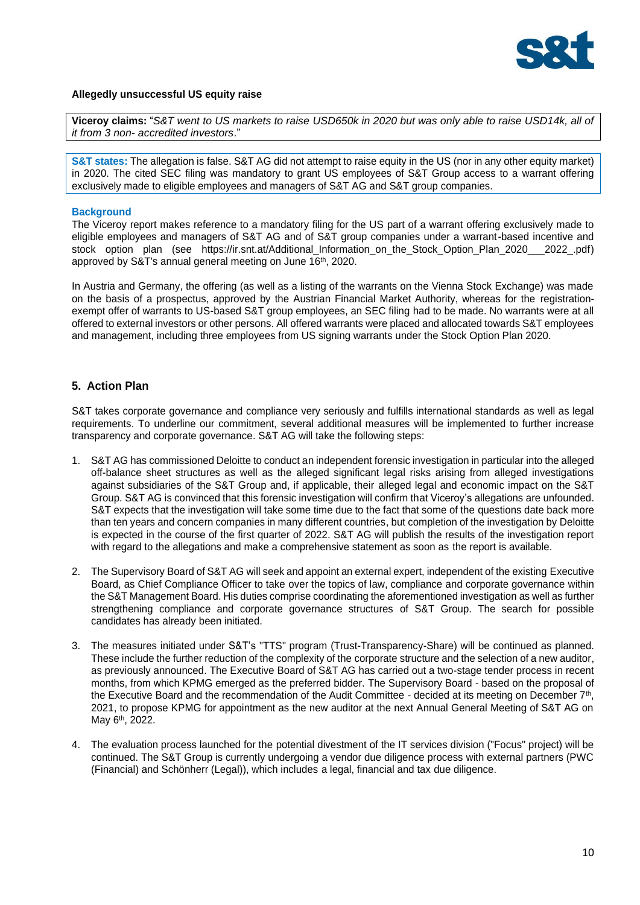**Allegedly unsuccessful US equity raise**

**Viceroy claims:** "*S&T went to US markets to raise USD650k in 2020 but was only able to raise USD14k, all of it from 3 non- accredited investors*."

**S&T states:** The allegation is false. S&T AG did not attempt to raise equity in the US (nor in any other equity market) in 2020. The cited SEC filing was mandatory to grant US employees of S&T Group access to a warrant offering exclusively made to eligible employees and managers of S&T AG and S&T group companies.

**Background**

The Viceroy report makes reference to a mandatory filing for the US part of a warrant offering exclusively made to eligible employees and managers of S&T AG and of S&T group companies under a warrant-based incentive and stock option plan (see https://ir.snt.at/Additional_Information_on_the_Stock_Option_Plan_2020___2022_.pdf) approved by S&T's annual general meeting on June 16th, 2020.

In Austria and Germany, the offering (as well as a listing of the warrants on the Vienna Stock Exchange) was made on the basis of a prospectus, approved by the Austrian Financial Market Authority, whereas for the registration-exempt offer of warrants to US-based S&T group employees, an SEC filing had to be made. No warrants were at all offered to external investors or other persons. All offered warrants were placed and allocated towards S&T employees and management, including three employees from US signing warrants under the Stock Option Plan 2020.

## 5. Action Plan

S&T takes corporate governance and compliance very seriously and fulfills international standards as well as legal requirements. To underline our commitment, several additional measures will be implemented to further increase transparency and corporate governance. S&T AG will take the following steps:

1. S&T AG has commissioned Deloitte to conduct an independent forensic investigation in particular into the alleged off-balance sheet structures as well as the alleged significant legal risks arising from alleged investigations against subsidiaries of the S&T Group and, if applicable, their alleged legal and economic impact on the S&T Group. S&T AG is convinced that this forensic investigation will confirm that Viceroy's allegations are unfounded. S&T expects that the investigation will take some time due to the fact that some of the questions date back more than ten years and concern companies in many different countries, but completion of the investigation by Deloitte is expected in the course of the first quarter of 2022. S&T AG will publish the results of the investigation report with regard to the allegations and make a comprehensive statement as soon as the report is available.

2. The Supervisory Board of S&T AG will seek and appoint an external expert, independent of the existing Executive Board, as Chief Compliance Officer to take over the topics of law, compliance and corporate governance within the S&T Management Board. His duties comprise coordinating the aforementioned investigation as well as further strengthening compliance and corporate governance structures of S&T Group. The search for possible candidates has already been initiated.

3. The measures initiated under S&T's "TTS" program (Trust-Transparency-Share) will be continued as planned. These include the further reduction of the complexity of the corporate structure and the selection of a new auditor, as previously announced. The Executive Board of S&T AG has carried out a two-stage tender process in recent months, from which KPMG emerged as the preferred bidder. The Supervisory Board - based on the proposal of the Executive Board and the recommendation of the Audit Committee - decided at its meeting on December 7th, 2021, to propose KPMG for appointment as the new auditor at the next Annual General Meeting of S&T AG on May 6th, 2022.

4. The evaluation process launched for the potential divestment of the IT services division ("Focus" project) will be continued. The S&T Group is currently undergoing a vendor due diligence process with external partners (PWC (Financial) and Schönherr (Legal)), which includes a legal, financial and tax due diligence.